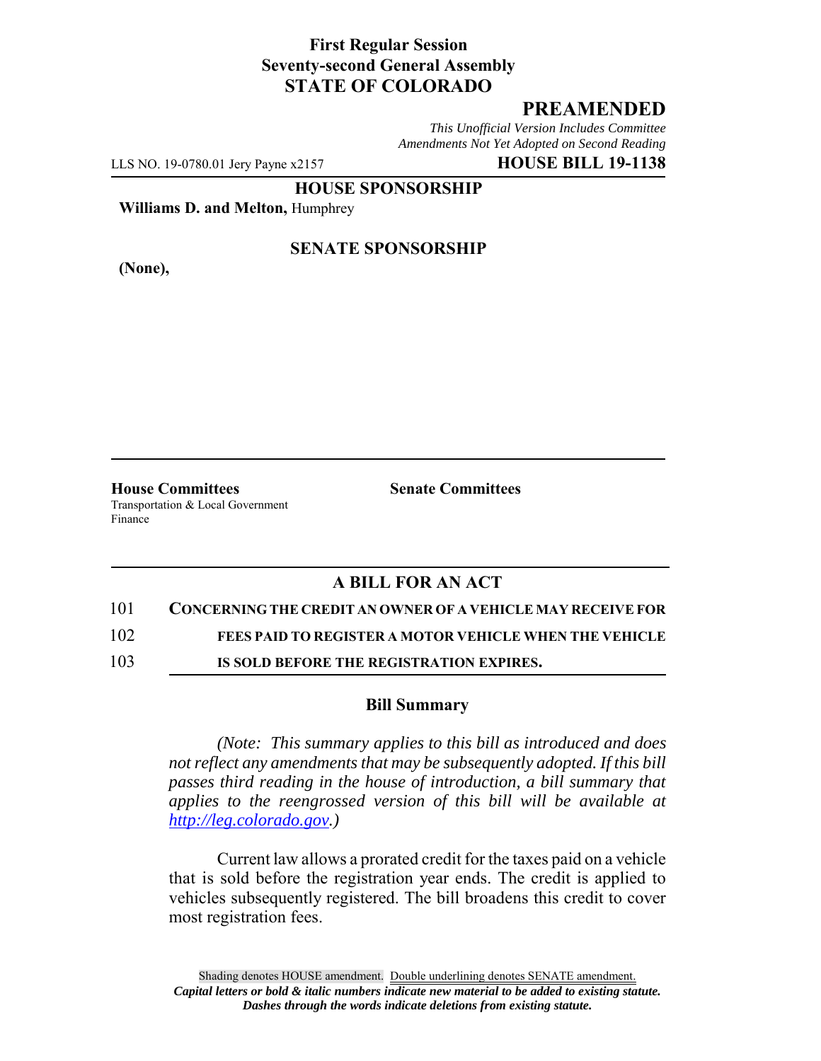**First Regular Session**
**Seventy-second General Assembly**
**STATE OF COLORADO**

## PREAMENDED

*This Unofficial Version Includes Committee Amendments Not Yet Adopted on Second Reading*

LLS NO. 19-0780.01 Jery Payne x2157 **HOUSE BILL 19-1138**

**HOUSE SPONSORSHIP**

**Williams D. and Melton,** Humphrey

**SENATE SPONSORSHIP**

**(None),**

**House Committees**
Transportation & Local Government
Finance

**Senate Committees**

## A BILL FOR AN ACT

101 **CONCERNING THE CREDIT AN OWNER OF A VEHICLE MAY RECEIVE FOR**
102 **FEES PAID TO REGISTER A MOTOR VEHICLE WHEN THE VEHICLE**
103 **IS SOLD BEFORE THE REGISTRATION EXPIRES.**

### Bill Summary

*(Note: This summary applies to this bill as introduced and does not reflect any amendments that may be subsequently adopted. If this bill passes third reading in the house of introduction, a bill summary that applies to the reengrossed version of this bill will be available at http://leg.colorado.gov.)*

Current law allows a prorated credit for the taxes paid on a vehicle that is sold before the registration year ends. The credit is applied to vehicles subsequently registered. The bill broadens this credit to cover most registration fees.

Shading denotes HOUSE amendment. Double underlining denotes SENATE amendment.
*Capital letters or bold & italic numbers indicate new material to be added to existing statute.*
*Dashes through the words indicate deletions from existing statute.*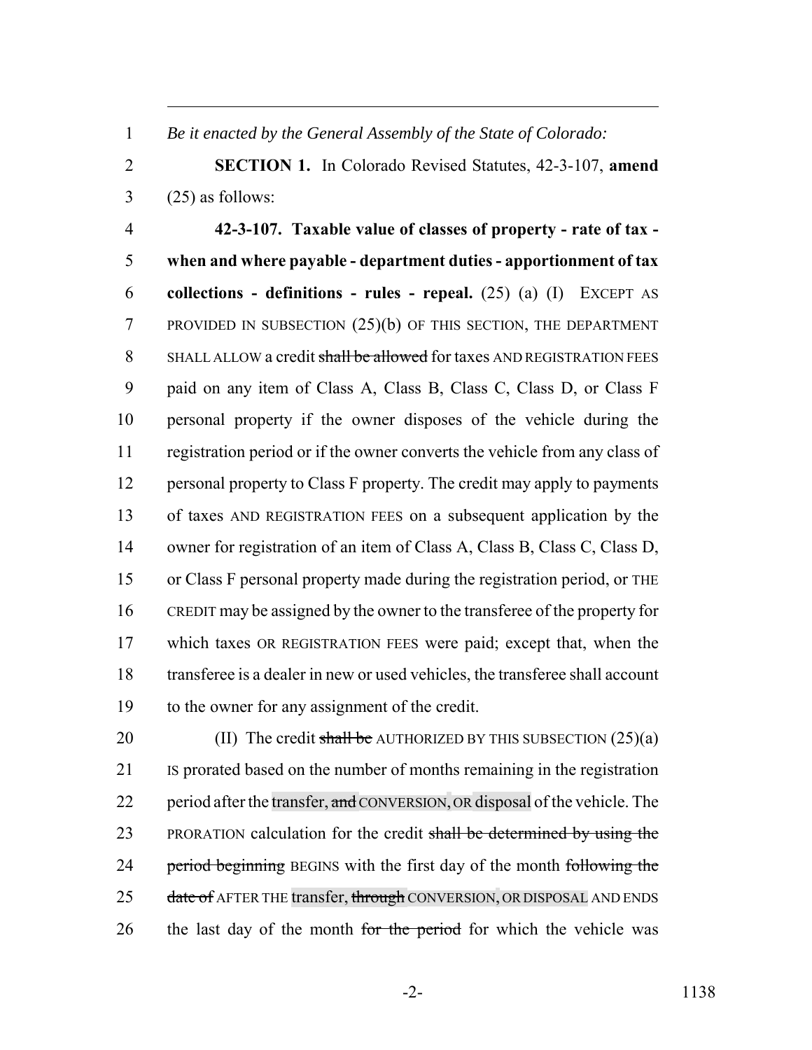*Be it enacted by the General Assembly of the State of Colorado:*

**SECTION 1.** In Colorado Revised Statutes, 42-3-107, **amend** (25) as follows:

**42-3-107. Taxable value of classes of property - rate of tax - when and where payable - department duties - apportionment of tax collections - definitions - rules - repeal.** (25) (a) (I) EXCEPT AS PROVIDED IN SUBSECTION (25)(b) OF THIS SECTION, THE DEPARTMENT SHALL ALLOW a credit ~~shall be allowed~~ for taxes AND REGISTRATION FEES paid on any item of Class A, Class B, Class C, Class D, or Class F personal property if the owner disposes of the vehicle during the registration period or if the owner converts the vehicle from any class of personal property to Class F property. The credit may apply to payments of taxes AND REGISTRATION FEES on a subsequent application by the owner for registration of an item of Class A, Class B, Class C, Class D, or Class F personal property made during the registration period, or THE CREDIT may be assigned by the owner to the transferee of the property for which taxes OR REGISTRATION FEES were paid; except that, when the transferee is a dealer in new or used vehicles, the transferee shall account to the owner for any assignment of the credit.

(II) The credit ~~shall be~~ AUTHORIZED BY THIS SUBSECTION (25)(a) IS prorated based on the number of months remaining in the registration period after the transfer, ~~and~~ CONVERSION, OR disposal of the vehicle. The PRORATION calculation for the credit ~~shall be determined by using the period beginning~~ BEGINS with the first day of the month ~~following the date of~~ AFTER THE transfer, ~~through~~ CONVERSION, OR DISPOSAL AND ENDS the last day of the month ~~for the period~~ for which the vehicle was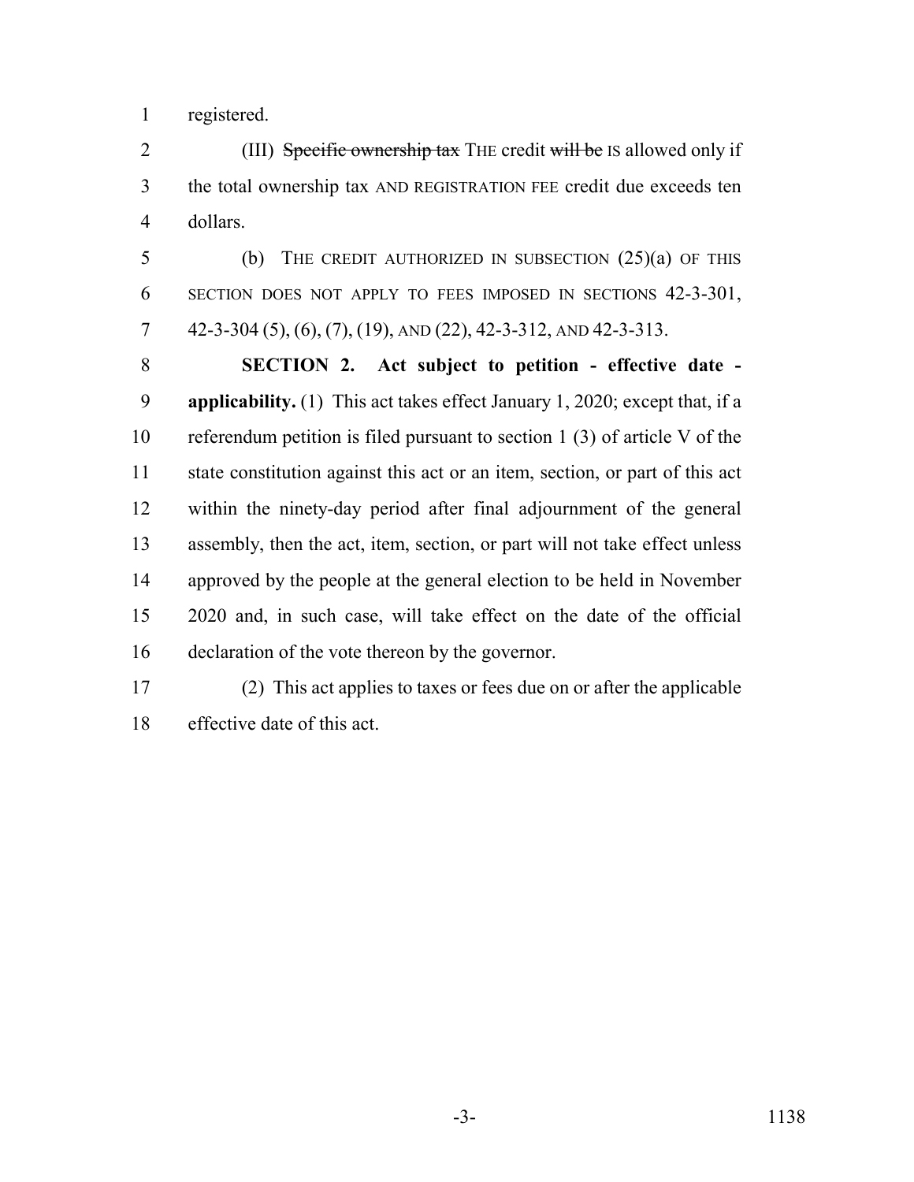registered.

(III) ~~Specific ownership tax~~ THE credit ~~will be~~ IS allowed only if the total ownership tax AND REGISTRATION FEE credit due exceeds ten dollars.

(b) THE CREDIT AUTHORIZED IN SUBSECTION (25)(a) OF THIS SECTION DOES NOT APPLY TO FEES IMPOSED IN SECTIONS 42-3-301, 42-3-304 (5), (6), (7), (19), AND (22), 42-3-312, AND 42-3-313.

**SECTION 2. Act subject to petition - effective date - applicability.** (1) This act takes effect January 1, 2020; except that, if a referendum petition is filed pursuant to section 1 (3) of article V of the state constitution against this act or an item, section, or part of this act within the ninety-day period after final adjournment of the general assembly, then the act, item, section, or part will not take effect unless approved by the people at the general election to be held in November 2020 and, in such case, will take effect on the date of the official declaration of the vote thereon by the governor.

(2) This act applies to taxes or fees due on or after the applicable effective date of this act.